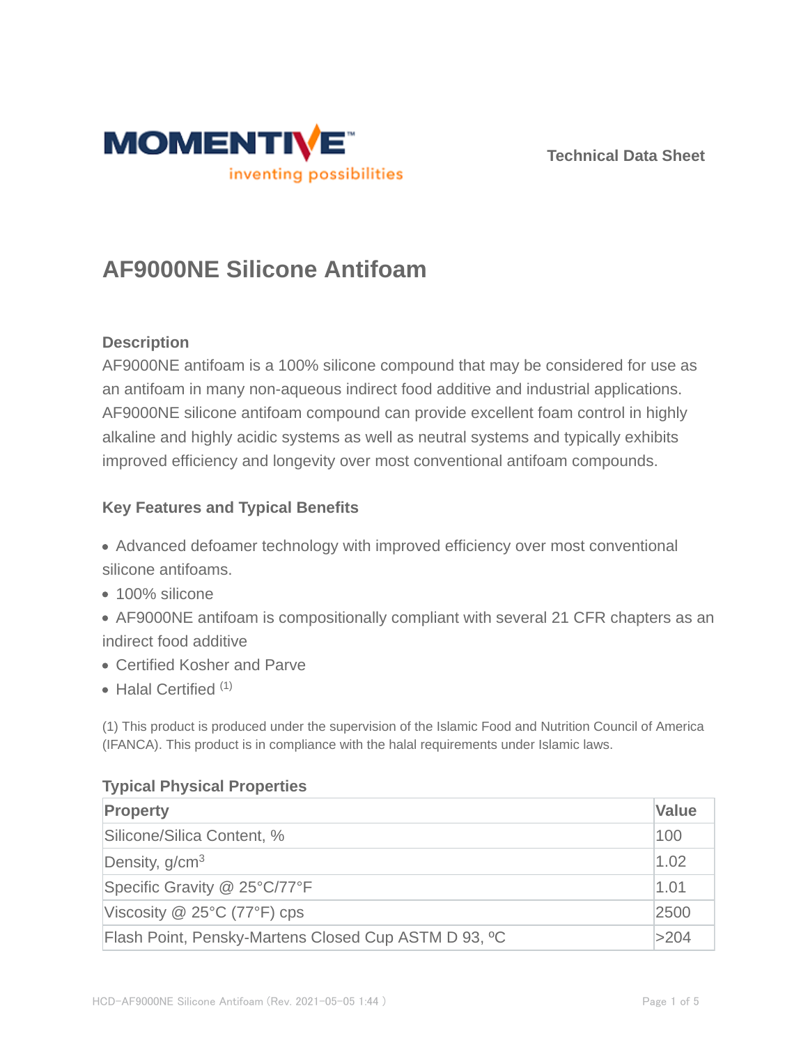MOMENTIVE™
inventing possibilities

Technical Data Sheet

# AF9000NE Silicone Antifoam

### Description

AF9000NE antifoam is a 100% silicone compound that may be considered for use as an antifoam in many non-aqueous indirect food additive and industrial applications. AF9000NE silicone antifoam compound can provide excellent foam control in highly alkaline and highly acidic systems as well as neutral systems and typically exhibits improved efficiency and longevity over most conventional antifoam compounds.

### Key Features and Typical Benefits

- Advanced defoamer technology with improved efficiency over most conventional silicone antifoams.
- 100% silicone
- AF9000NE antifoam is compositionally compliant with several 21 CFR chapters as an indirect food additive
- Certified Kosher and Parve
- Halal Certified [1]

(1) This product is produced under the supervision of the Islamic Food and Nutrition Council of America (IFANCA). This product is in compliance with the halal requirements under Islamic laws.

### Typical Physical Properties

| Property | Value |
|---|---|
| Silicone/Silica Content, % | 100 |
| Density, g/cm$^3$ | 1.02 |
| Specific Gravity @ 25°C/77°F | 1.01 |
| Viscosity @ 25°C (77°F) cps | 2500 |
| Flash Point, Pensky-Martens Closed Cup ASTM D 93, ºC | >204 |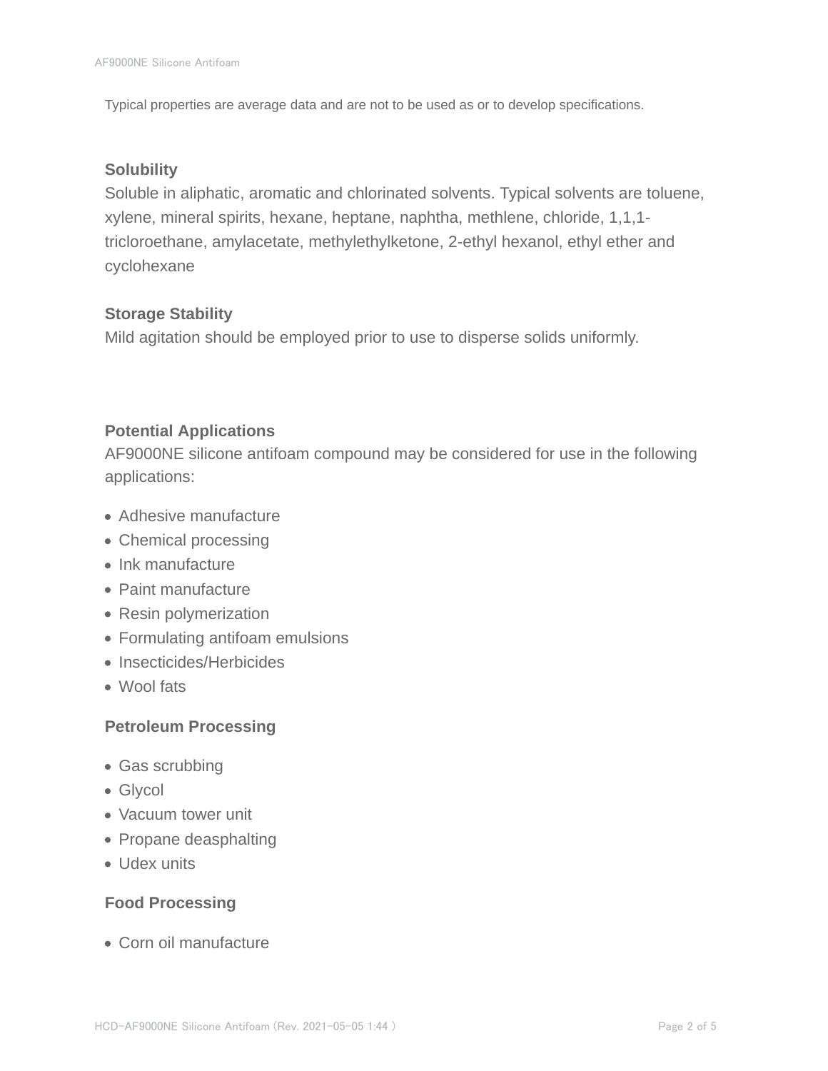Typical properties are average data and are not to be used as or to develop specifications.

**Solubility**

Soluble in aliphatic, aromatic and chlorinated solvents. Typical solvents are toluene, xylene, mineral spirits, hexane, heptane, naphtha, methlene, chloride, 1,1,1-tricloroethane, amylacetate, methylethylketone, 2-ethyl hexanol, ethyl ether and cyclohexane

**Storage Stability**

Mild agitation should be employed prior to use to disperse solids uniformly.

**Potential Applications**

AF9000NE silicone antifoam compound may be considered for use in the following applications:

- Adhesive manufacture
- Chemical processing
- Ink manufacture
- Paint manufacture
- Resin polymerization
- Formulating antifoam emulsions
- Insecticides/Herbicides
- Wool fats

**Petroleum Processing**

- Gas scrubbing
- Glycol
- Vacuum tower unit
- Propane deasphalting
- Udex units

**Food Processing**

- Corn oil manufacture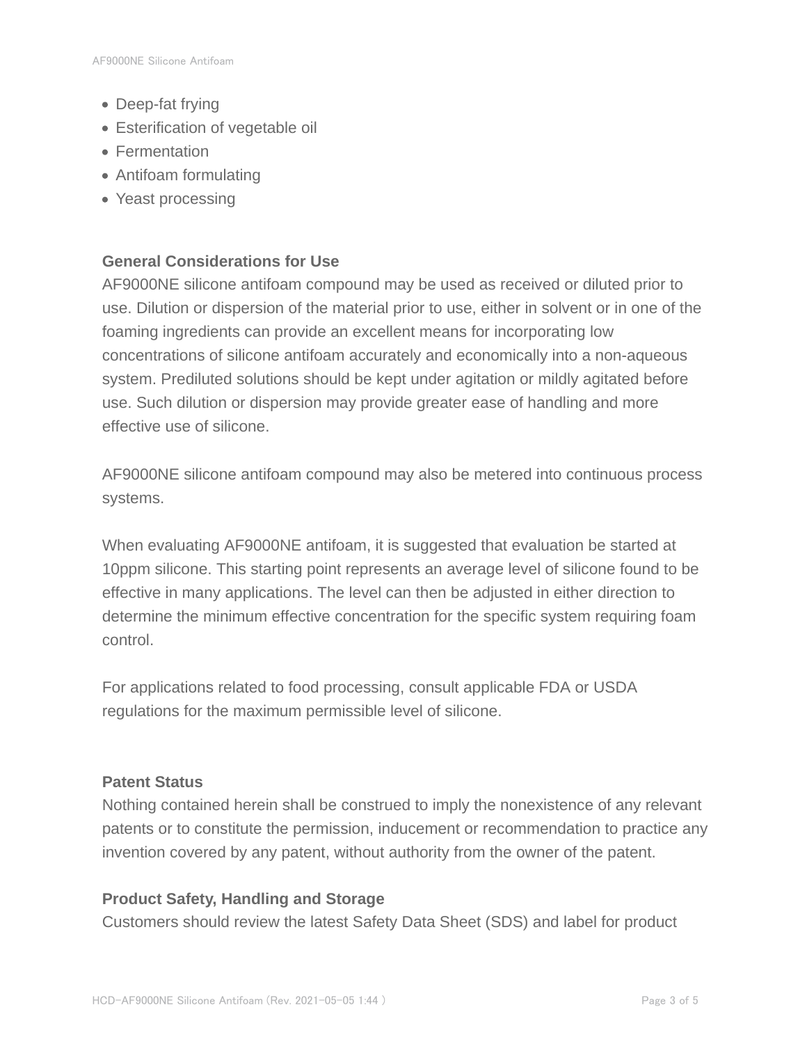- Deep-fat frying
- Esterification of vegetable oil
- Fermentation
- Antifoam formulating
- Yeast processing

**General Considerations for Use**

AF9000NE silicone antifoam compound may be used as received or diluted prior to use. Dilution or dispersion of the material prior to use, either in solvent or in one of the foaming ingredients can provide an excellent means for incorporating low concentrations of silicone antifoam accurately and economically into a non-aqueous system. Prediluted solutions should be kept under agitation or mildly agitated before use. Such dilution or dispersion may provide greater ease of handling and more effective use of silicone.

AF9000NE silicone antifoam compound may also be metered into continuous process systems.

When evaluating AF9000NE antifoam, it is suggested that evaluation be started at 10ppm silicone. This starting point represents an average level of silicone found to be effective in many applications. The level can then be adjusted in either direction to determine the minimum effective concentration for the specific system requiring foam control.

For applications related to food processing, consult applicable FDA or USDA regulations for the maximum permissible level of silicone.

**Patent Status**

Nothing contained herein shall be construed to imply the nonexistence of any relevant patents or to constitute the permission, inducement or recommendation to practice any invention covered by any patent, without authority from the owner of the patent.

**Product Safety, Handling and Storage**

Customers should review the latest Safety Data Sheet (SDS) and label for product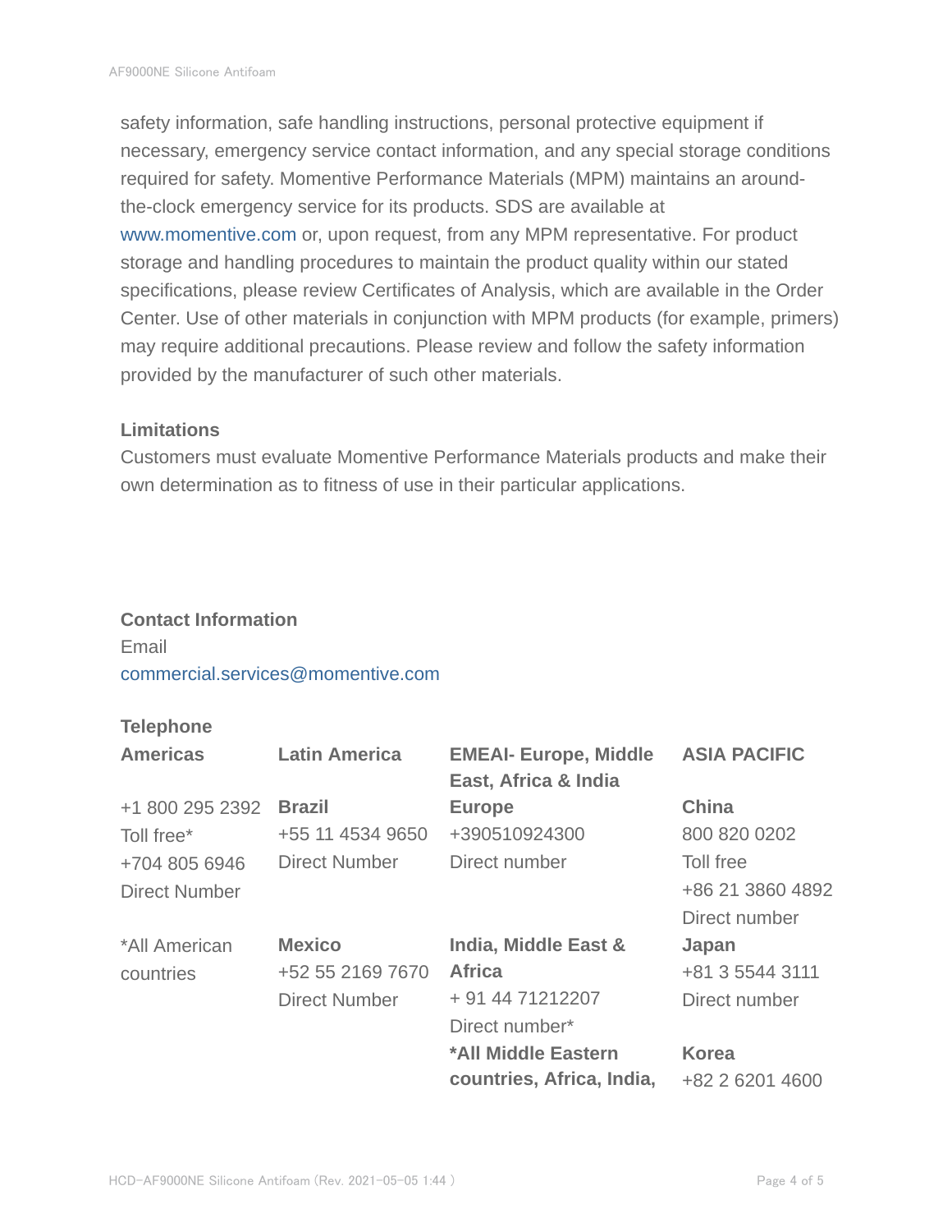safety information, safe handling instructions, personal protective equipment if necessary, emergency service contact information, and any special storage conditions required for safety. Momentive Performance Materials (MPM) maintains an around-the-clock emergency service for its products. SDS are available at www.momentive.com or, upon request, from any MPM representative. For product storage and handling procedures to maintain the product quality within our stated specifications, please review Certificates of Analysis, which are available in the Order Center. Use of other materials in conjunction with MPM products (for example, primers) may require additional precautions. Please review and follow the safety information provided by the manufacturer of such other materials.

### Limitations

Customers must evaluate Momentive Performance Materials products and make their own determination as to fitness of use in their particular applications.

### Contact Information

Email

commercial.services@momentive.com

**Telephone**

| Americas | Latin America | EMEAI- Europe, Middle East, Africa & India | ASIA PACIFIC |
| --- | --- | --- | --- |
| +1 800 295 2392<br>Toll free*<br>+704 805 6946<br>Direct Number | **Brazil**<br>+55 11 4534 9650<br>Direct Number | **Europe**<br>+390510924300<br>Direct number | **China**<br>800 820 0202<br>Toll free<br>+86 21 3860 4892<br>Direct number |
| *All American countries | **Mexico**<br>+52 55 2169 7670<br>Direct Number | **India, Middle East & Africa**<br>+ 91 44 71212207<br>Direct number* | **Japan**<br>+81 3 5544 3111<br>Direct number |
| | | ***All Middle Eastern countries, Africa, India,** | **Korea**<br>+82 2 6201 4600 |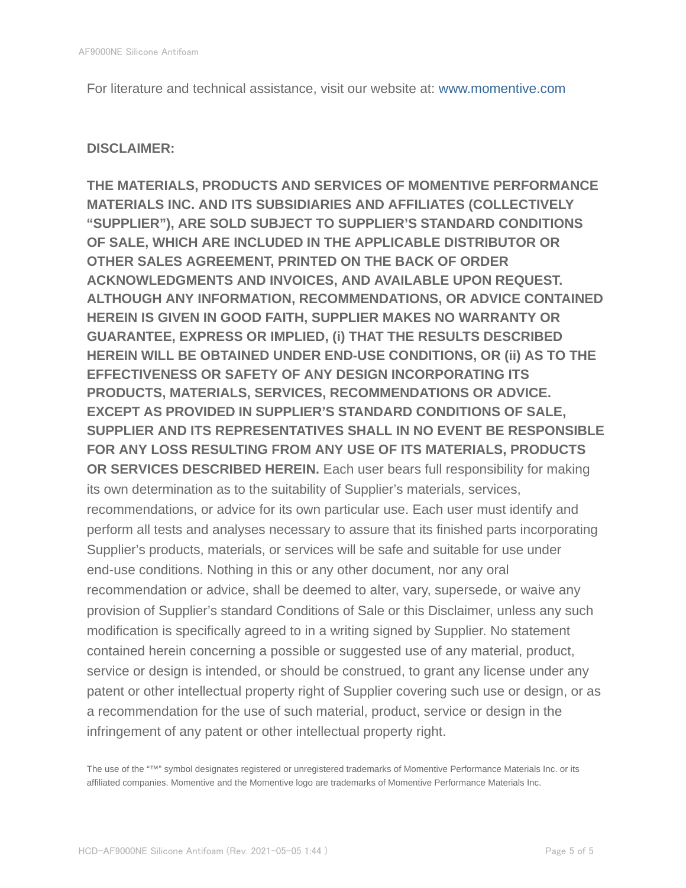For literature and technical assistance, visit our website at: www.momentive.com

**DISCLAIMER:**

**THE MATERIALS, PRODUCTS AND SERVICES OF MOMENTIVE PERFORMANCE MATERIALS INC. AND ITS SUBSIDIARIES AND AFFILIATES (COLLECTIVELY "SUPPLIER"), ARE SOLD SUBJECT TO SUPPLIER'S STANDARD CONDITIONS OF SALE, WHICH ARE INCLUDED IN THE APPLICABLE DISTRIBUTOR OR OTHER SALES AGREEMENT, PRINTED ON THE BACK OF ORDER ACKNOWLEDGMENTS AND INVOICES, AND AVAILABLE UPON REQUEST. ALTHOUGH ANY INFORMATION, RECOMMENDATIONS, OR ADVICE CONTAINED HEREIN IS GIVEN IN GOOD FAITH, SUPPLIER MAKES NO WARRANTY OR GUARANTEE, EXPRESS OR IMPLIED, (i) THAT THE RESULTS DESCRIBED HEREIN WILL BE OBTAINED UNDER END-USE CONDITIONS, OR (ii) AS TO THE EFFECTIVENESS OR SAFETY OF ANY DESIGN INCORPORATING ITS PRODUCTS, MATERIALS, SERVICES, RECOMMENDATIONS OR ADVICE. EXCEPT AS PROVIDED IN SUPPLIER'S STANDARD CONDITIONS OF SALE, SUPPLIER AND ITS REPRESENTATIVES SHALL IN NO EVENT BE RESPONSIBLE FOR ANY LOSS RESULTING FROM ANY USE OF ITS MATERIALS, PRODUCTS OR SERVICES DESCRIBED HEREIN.** Each user bears full responsibility for making its own determination as to the suitability of Supplier's materials, services, recommendations, or advice for its own particular use. Each user must identify and perform all tests and analyses necessary to assure that its finished parts incorporating Supplier's products, materials, or services will be safe and suitable for use under end-use conditions. Nothing in this or any other document, nor any oral recommendation or advice, shall be deemed to alter, vary, supersede, or waive any provision of Supplier's standard Conditions of Sale or this Disclaimer, unless any such modification is specifically agreed to in a writing signed by Supplier. No statement contained herein concerning a possible or suggested use of any material, product, service or design is intended, or should be construed, to grant any license under any patent or other intellectual property right of Supplier covering such use or design, or as a recommendation for the use of such material, product, service or design in the infringement of any patent or other intellectual property right.

The use of the "™" symbol designates registered or unregistered trademarks of Momentive Performance Materials Inc. or its affiliated companies. Momentive and the Momentive logo are trademarks of Momentive Performance Materials Inc.